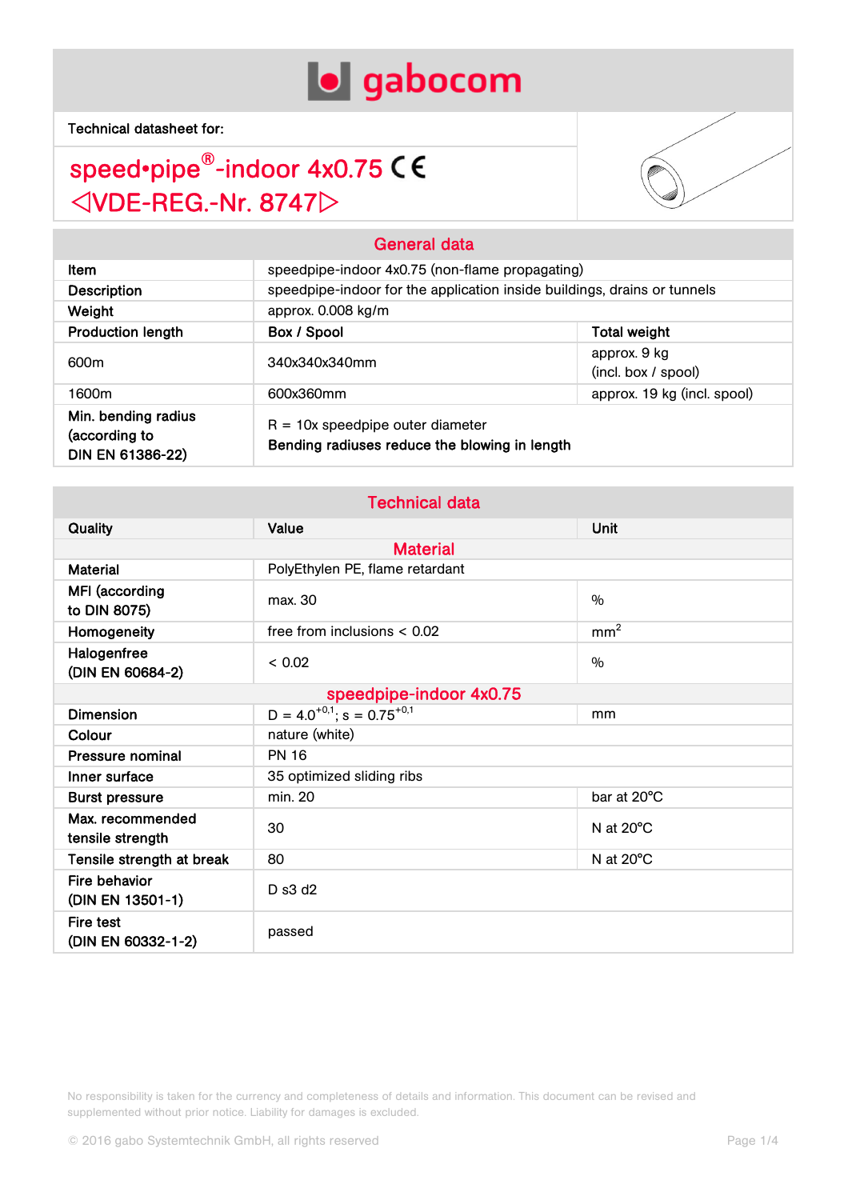gabocom

Technical datasheet for:

# speed•pipe®-indoor 4x0.75 CE ◁VDE-REG.-Nr. 8747▷

## General data

| | | |
|---|---|---|
| **Item** | speedpipe-indoor 4x0.75 (non-flame propagating) | |
| **Description** | speedpipe-indoor for the application inside buildings, drains or tunnels | |
| **Weight** | approx. 0.008 kg/m | |
| **Production length** | **Box / Spool** | **Total weight** |
| 600m | 340x340x340mm | approx. 9 kg (incl. box / spool) |
| 1600m | 600x360mm | approx. 19 kg (incl. spool) |
| **Min. bending radius (according to DIN EN 61386-22)** | R = 10x speedpipe outer diameter<br>**Bending radiuses reduce the blowing in length** | |

## Technical data

| Quality | Value | Unit |
|---|---|---|
| **Material** | | |
| **Material** | PolyEthylen PE, flame retardant | |
| **MFI (according to DIN 8075)** | max. 30 | % |
| **Homogeneity** | free from inclusions < 0.02 | $mm^2$ |
| **Halogenfree (DIN EN 60684-2)** | < 0.02 | % |
| **speedpipe-indoor 4x0.75** | | |
| **Dimension** | $D = 4.0^{+0,1}$; $s = 0.75^{+0,1}$ | mm |
| **Colour** | nature (white) | |
| **Pressure nominal** | PN 16 | |
| **Inner surface** | 35 optimized sliding ribs | |
| **Burst pressure** | min. 20 | bar at 20°C |
| **Max. recommended tensile strength** | 30 | N at 20°C |
| **Tensile strength at break** | 80 | N at 20°C |
| **Fire behavior (DIN EN 13501-1)** | D s3 d2 | |
| **Fire test (DIN EN 60332-1-2)** | passed | |

No responsibility is taken for the currency and completeness of details and information. This document can be revised and supplemented without prior notice. Liability for damages is excluded.

© 2016 gabo Systemtechnik GmbH, all rights reserved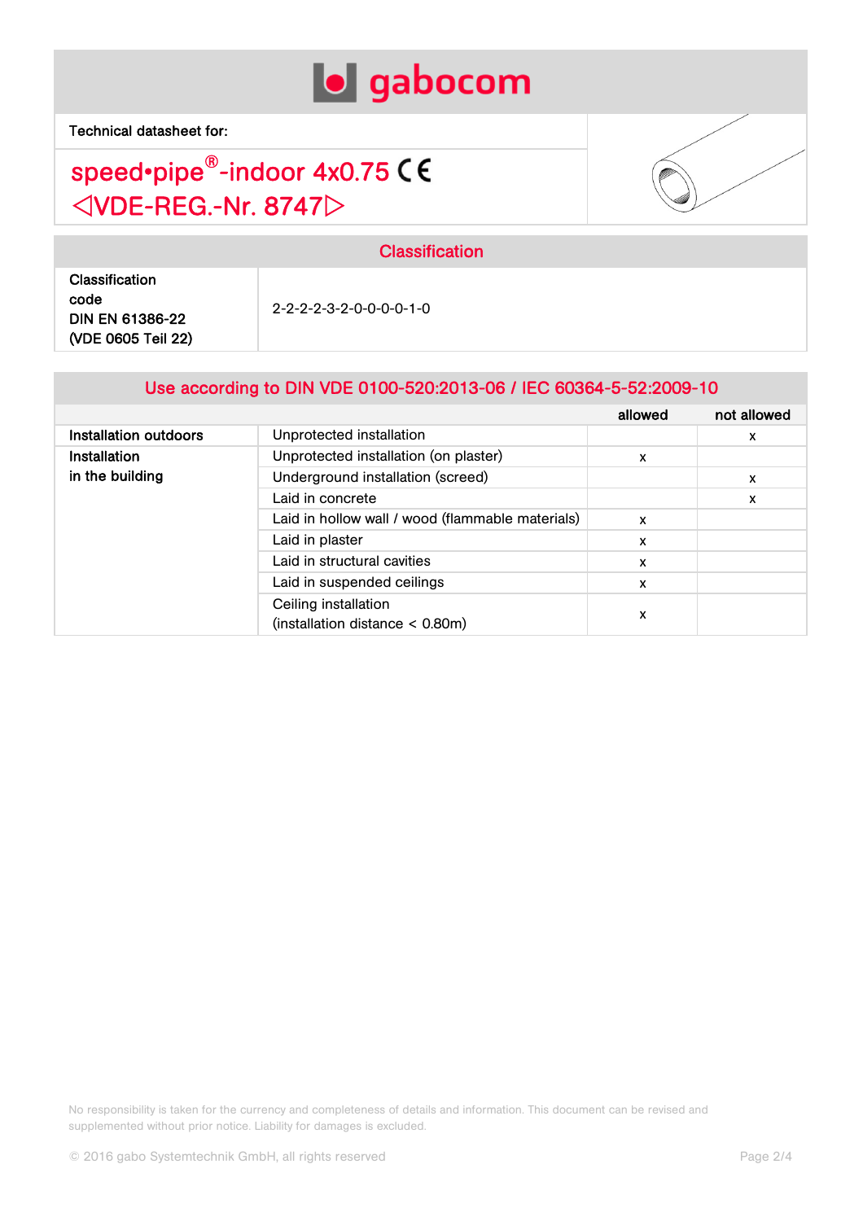Technical datasheet for:

## speed•pipe®-indoor 4x0.75 CE
## ◁VDE-REG.-Nr. 8747▷

## Classification

| Classification code DIN EN 61386-22 (VDE 0605 Teil 22) | 2-2-2-2-3-2-0-0-0-0-1-0 |
|---|---|

## Use according to DIN VDE 0100-520:2013-06 / IEC 60364-5-52:2009-10

| | | allowed | not allowed |
|---|---|---|---|
| Installation outdoors | Unprotected installation | | x |
| Installation in the building | Unprotected installation (on plaster) | x | |
| | Underground installation (screed) | | x |
| | Laid in concrete | | x |
| | Laid in hollow wall / wood (flammable materials) | x | |
| | Laid in plaster | x | |
| | Laid in structural cavities | x | |
| | Laid in suspended ceilings | x | |
| | Ceiling installation (installation distance < 0.80m) | x | |

No responsibility is taken for the currency and completeness of details and information. This document can be revised and supplemented without prior notice. Liability for damages is excluded.

© 2016 gabo Systemtechnik GmbH, all rights reserved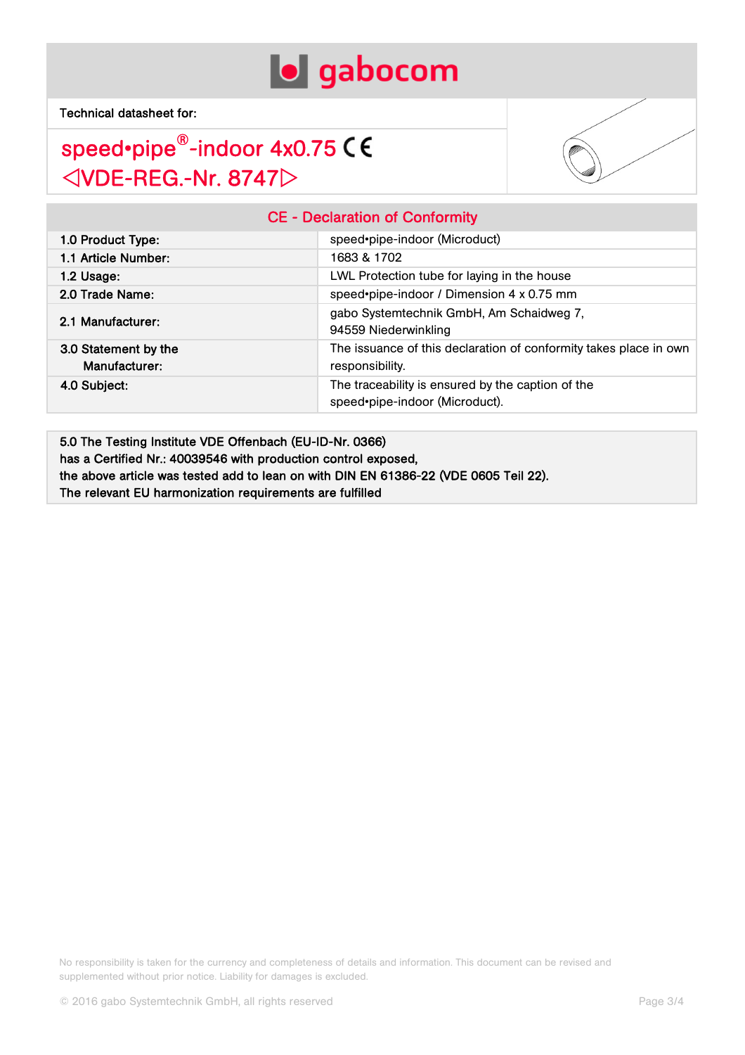gabocom

Technical datasheet for:

# speed•pipe®-indoor 4x0.75 CE
# ◁VDE-REG.-Nr. 8747▷

## CE - Declaration of Conformity

| | |
|---|---|
| **1.0 Product Type:** | speed•pipe-indoor (Microduct) |
| **1.1 Article Number:** | 1683 & 1702 |
| **1.2 Usage:** | LWL Protection tube for laying in the house |
| **2.0 Trade Name:** | speed•pipe-indoor / Dimension 4 x 0.75 mm |
| **2.1 Manufacturer:** | gabo Systemtechnik GmbH, Am Schaidweg 7, 94559 Niederwinkling |
| **3.0 Statement by the Manufacturer:** | The issuance of this declaration of conformity takes place in own responsibility. |
| **4.0 Subject:** | The traceability is ensured by the caption of the speed•pipe-indoor (Microduct). |

**5.0 The Testing Institute VDE Offenbach (EU-ID-Nr. 0366)**
**has a Certified Nr.: 40039546 with production control exposed,**
**the above article was tested add to lean on with DIN EN 61386-22 (VDE 0605 Teil 22).**
**The relevant EU harmonization requirements are fulfilled**

No responsibility is taken for the currency and completeness of details and information. This document can be revised and supplemented without prior notice. Liability for damages is excluded.

© 2016 gabo Systemtechnik GmbH, all rights reserved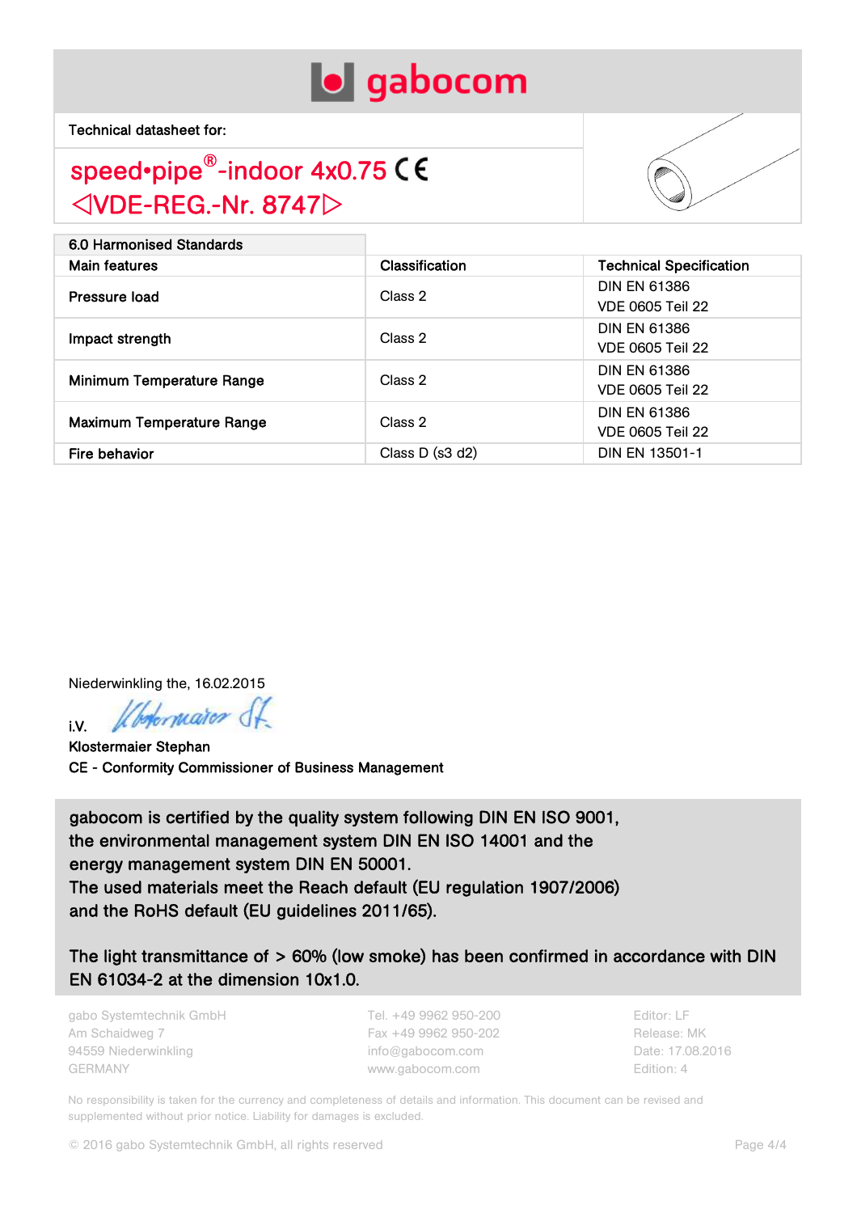# gabocom

Technical datasheet for:

## speed•pipe®-indoor 4x0.75 CE
## ◁VDE-REG.-Nr. 8747▷

| 6.0 Harmonised Standards | | |
|---|---|---|
| **Main features** | **Classification** | **Technical Specification** |
| Pressure load | Class 2 | DIN EN 61386<br>VDE 0605 Teil 22 |
| Impact strength | Class 2 | DIN EN 61386<br>VDE 0605 Teil 22 |
| Minimum Temperature Range | Class 2 | DIN EN 61386<br>VDE 0605 Teil 22 |
| Maximum Temperature Range | Class 2 | DIN EN 61386<br>VDE 0605 Teil 22 |
| Fire behavior | Class D (s3 d2) | DIN EN 13501-1 |

Niederwinkling the, 16.02.2015

i.V. *Klostermaier St.*

**Klostermaier Stephan**
**CE - Conformity Commissioner of Business Management**

gabocom is certified by the quality system following DIN EN ISO 9001, the environmental management system DIN EN ISO 14001 and the energy management system DIN EN 50001.
The used materials meet the Reach default (EU regulation 1907/2006) and the RoHS default (EU guidelines 2011/65).

The light transmittance of > 60% (low smoke) has been confirmed in accordance with DIN EN 61034-2 at the dimension 10x1.0.

gabo Systemtechnik GmbH
Am Schaidweg 7
94559 Niederwinkling
GERMANY

Tel. +49 9962 950-200
Fax +49 9962 950-202
info@gabocom.com
www.gabocom.com

Editor: LF
Release: MK
Date: 17.08.2016
Edition: 4

No responsibility is taken for the currency and completeness of details and information. This document can be revised and supplemented without prior notice. Liability for damages is excluded.

© 2016 gabo Systemtechnik GmbH, all rights reserved